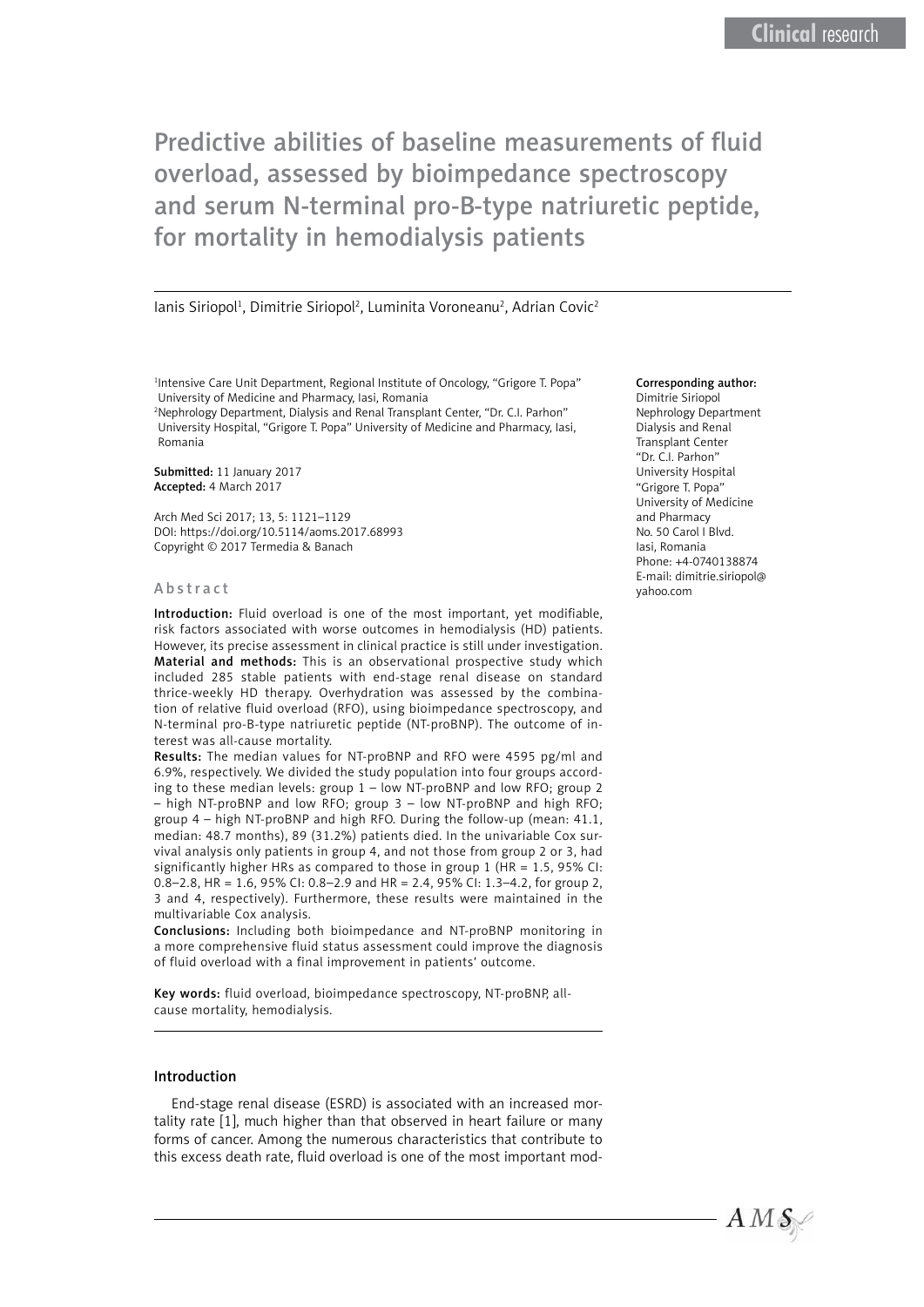Clinical research

# Predictive abilities of baseline measurements of fluid overload, assessed by bioimpedance spectroscopy and serum N-terminal pro-B-type natriuretic peptide, for mortality in hemodialysis patients

Ianis Siriopol[1], Dimitrie Siriopol[2], Luminita Voroneanu[2], Adrian Covic[2]

[1]Intensive Care Unit Department, Regional Institute of Oncology, "Grigore T. Popa" University of Medicine and Pharmacy, Iasi, Romania
[2]Nephrology Department, Dialysis and Renal Transplant Center, "Dr. C.I. Parhon" University Hospital, "Grigore T. Popa" University of Medicine and Pharmacy, Iasi, Romania

**Submitted:** 11 January 2017
**Accepted:** 4 March 2017

Arch Med Sci 2017; 13, 5: 1121–1129
DOI: https://doi.org/10.5114/aoms.2017.68993
Copyright © 2017 Termedia & Banach

**Corresponding author:**
Dimitrie Siriopol
Nephrology Department
Dialysis and Renal Transplant Center
"Dr. C.I. Parhon" University Hospital
"Grigore T. Popa" University of Medicine and Pharmacy
No. 50 Carol I Blvd.
Iasi, Romania
Phone: +4-0740138874
E-mail: dimitrie.siriopol@yahoo.com

## Abstract

**Introduction:** Fluid overload is one of the most important, yet modifiable, risk factors associated with worse outcomes in hemodialysis (HD) patients. However, its precise assessment in clinical practice is still under investigation.

**Material and methods:** This is an observational prospective study which included 285 stable patients with end-stage renal disease on standard thrice-weekly HD therapy. Overhydration was assessed by the combination of relative fluid overload (RFO), using bioimpedance spectroscopy, and N-terminal pro-B-type natriuretic peptide (NT-proBNP). The outcome of interest was all-cause mortality.

**Results:** The median values for NT-proBNP and RFO were 4595 pg/ml and 6.9%, respectively. We divided the study population into four groups according to these median levels: group 1 – low NT-proBNP and low RFO; group 2 – high NT-proBNP and low RFO; group 3 – low NT-proBNP and high RFO; group 4 – high NT-proBNP and high RFO. During the follow-up (mean: 41.1, median: 48.7 months), 89 (31.2%) patients died. In the univariable Cox survival analysis only patients in group 4, and not those from group 2 or 3, had significantly higher HRs as compared to those in group 1 (HR = 1.5, 95% CI: 0.8–2.8, HR = 1.6, 95% CI: 0.8–2.9 and HR = 2.4, 95% CI: 1.3–4.2, for group 2, 3 and 4, respectively). Furthermore, these results were maintained in the multivariable Cox analysis.

**Conclusions:** Including both bioimpedance and NT-proBNP monitoring in a more comprehensive fluid status assessment could improve the diagnosis of fluid overload with a final improvement in patients' outcome.

**Key words:** fluid overload, bioimpedance spectroscopy, NT-proBNP, all-cause mortality, hemodialysis.

## Introduction

End-stage renal disease (ESRD) is associated with an increased mortality rate [1], much higher than that observed in heart failure or many forms of cancer. Among the numerous characteristics that contribute to this excess death rate, fluid overload is one of the most important mod-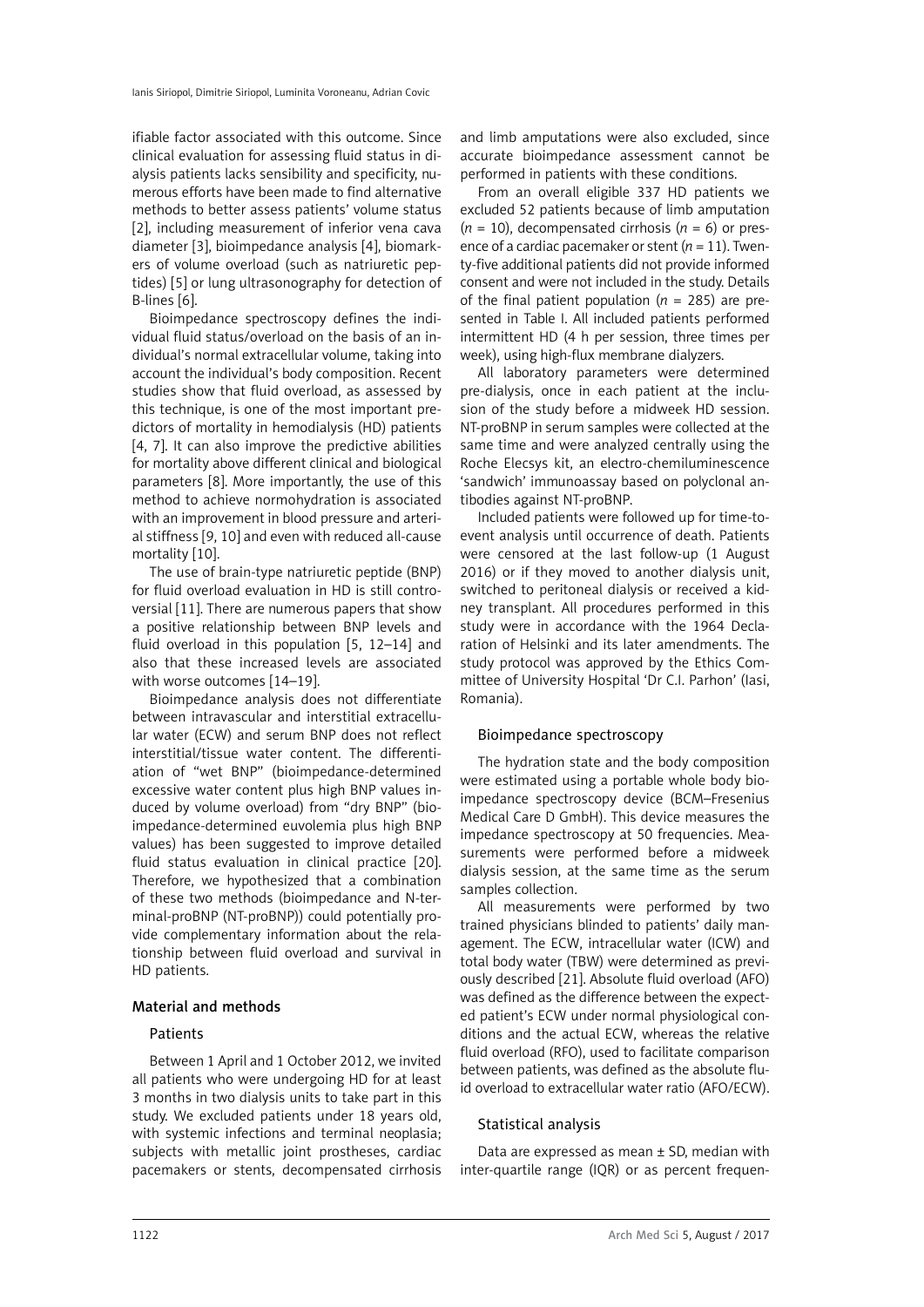ifiable factor associated with this outcome. Since clinical evaluation for assessing fluid status in dialysis patients lacks sensibility and specificity, numerous efforts have been made to find alternative methods to better assess patients' volume status [2], including measurement of inferior vena cava diameter [3], bioimpedance analysis [4], biomarkers of volume overload (such as natriuretic peptides) [5] or lung ultrasonography for detection of B-lines [6].

Bioimpedance spectroscopy defines the individual fluid status/overload on the basis of an individual's normal extracellular volume, taking into account the individual's body composition. Recent studies show that fluid overload, as assessed by this technique, is one of the most important predictors of mortality in hemodialysis (HD) patients [4, 7]. It can also improve the predictive abilities for mortality above different clinical and biological parameters [8]. More importantly, the use of this method to achieve normohydration is associated with an improvement in blood pressure and arterial stiffness [9, 10] and even with reduced all-cause mortality [10].

The use of brain-type natriuretic peptide (BNP) for fluid overload evaluation in HD is still controversial [11]. There are numerous papers that show a positive relationship between BNP levels and fluid overload in this population [5, 12–14] and also that these increased levels are associated with worse outcomes [14–19].

Bioimpedance analysis does not differentiate between intravascular and interstitial extracellular water (ECW) and serum BNP does not reflect interstitial/tissue water content. The differentiation of "wet BNP" (bioimpedance-determined excessive water content plus high BNP values induced by volume overload) from "dry BNP" (bioimpedance-determined euvolemia plus high BNP values) has been suggested to improve detailed fluid status evaluation in clinical practice [20]. Therefore, we hypothesized that a combination of these two methods (bioimpedance and N-terminal-proBNP (NT-proBNP)) could potentially provide complementary information about the relationship between fluid overload and survival in HD patients.

## Material and methods

### Patients

Between 1 April and 1 October 2012, we invited all patients who were undergoing HD for at least 3 months in two dialysis units to take part in this study. We excluded patients under 18 years old, with systemic infections and terminal neoplasia; subjects with metallic joint prostheses, cardiac pacemakers or stents, decompensated cirrhosis and limb amputations were also excluded, since accurate bioimpedance assessment cannot be performed in patients with these conditions.

From an overall eligible 337 HD patients we excluded 52 patients because of limb amputation ($n$ = 10), decompensated cirrhosis ($n$ = 6) or presence of a cardiac pacemaker or stent ($n$ = 11). Twenty-five additional patients did not provide informed consent and were not included in the study. Details of the final patient population ($n$ = 285) are presented in Table I. All included patients performed intermittent HD (4 h per session, three times per week), using high-flux membrane dialyzers.

All laboratory parameters were determined pre-dialysis, once in each patient at the inclusion of the study before a midweek HD session. NT-proBNP in serum samples were collected at the same time and were analyzed centrally using the Roche Elecsys kit, an electro-chemiluminescence 'sandwich' immunoassay based on polyclonal antibodies against NT-proBNP.

Included patients were followed up for time-to-event analysis until occurrence of death. Patients were censored at the last follow-up (1 August 2016) or if they moved to another dialysis unit, switched to peritoneal dialysis or received a kidney transplant. All procedures performed in this study were in accordance with the 1964 Declaration of Helsinki and its later amendments. The study protocol was approved by the Ethics Committee of University Hospital 'Dr C.I. Parhon' (Iasi, Romania).

### Bioimpedance spectroscopy

The hydration state and the body composition were estimated using a portable whole body bioimpedance spectroscopy device (BCM–Fresenius Medical Care D GmbH). This device measures the impedance spectroscopy at 50 frequencies. Measurements were performed before a midweek dialysis session, at the same time as the serum samples collection.

All measurements were performed by two trained physicians blinded to patients' daily management. The ECW, intracellular water (ICW) and total body water (TBW) were determined as previously described [21]. Absolute fluid overload (AFO) was defined as the difference between the expected patient's ECW under normal physiological conditions and the actual ECW, whereas the relative fluid overload (RFO), used to facilitate comparison between patients, was defined as the absolute fluid overload to extracellular water ratio (AFO/ECW).

### Statistical analysis

Data are expressed as mean ± SD, median with inter-quartile range (IQR) or as percent frequen-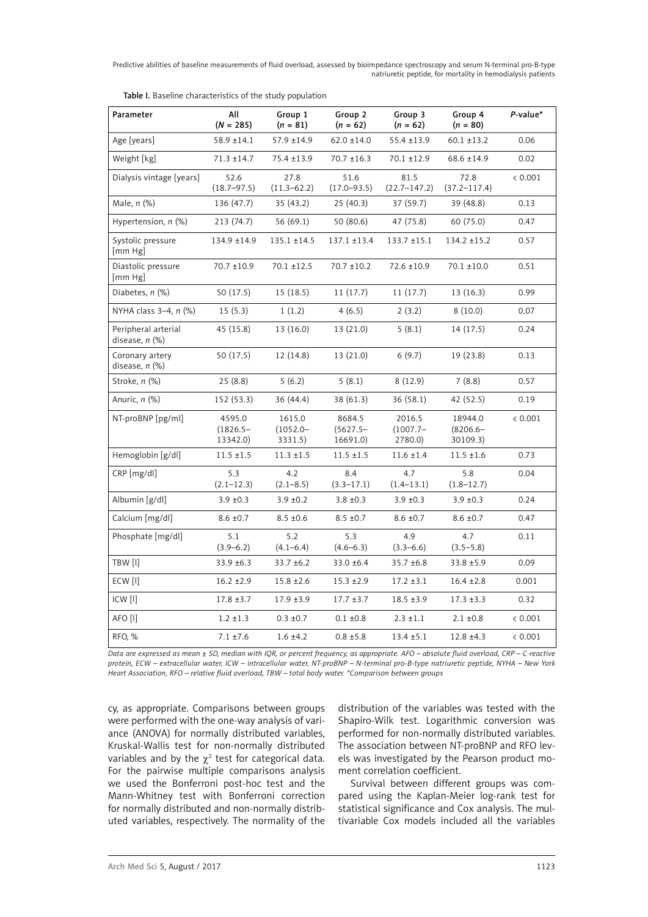Table I. Baseline characteristics of the study population

| Parameter | All ($N$ = 285) | Group 1 ($n$ = 81) | Group 2 ($n$ = 62) | Group 3 ($n$ = 62) | Group 4 ($n$ = 80) | P-value* |
|---|---|---|---|---|---|---|
| Age [years] | 58.9 ±14.1 | 57.9 ±14.9 | 62.0 ±14.0 | 55.4 ±13.9 | 60.1 ±13.2 | 0.06 |
| Weight [kg] | 71.3 ±14.7 | 75.4 ±13.9 | 70.7 ±16.3 | 70.1 ±12.9 | 68.6 ±14.9 | 0.02 |
| Dialysis vintage [years] | 52.6 (18.7–97.5) | 27.8 (11.3–62.2) | 51.6 (17.0–93.5) | 81.5 (22.7–147.2) | 72.8 (37.2–117.4) | < 0.001 |
| Male, $n$ (%) | 136 (47.7) | 35 (43.2) | 25 (40.3) | 37 (59.7) | 39 (48.8) | 0.13 |
| Hypertension, $n$ (%) | 213 (74.7) | 56 (69.1) | 50 (80.6) | 47 (75.8) | 60 (75.0) | 0.47 |
| Systolic pressure [mm Hg] | 134.9 ±14.9 | 135.1 ±14.5 | 137.1 ±13.4 | 133.7 ±15.1 | 134.2 ±15.2 | 0.57 |
| Diastolic pressure [mm Hg] | 70.7 ±10.9 | 70.1 ±12.5 | 70.7 ±10.2 | 72.6 ±10.9 | 70.1 ±10.0 | 0.51 |
| Diabetes, $n$ (%) | 50 (17.5) | 15 (18.5) | 11 (17.7) | 11 (17.7) | 13 (16.3) | 0.99 |
| NYHA class 3–4, $n$ (%) | 15 (5.3) | 1 (1.2) | 4 (6.5) | 2 (3.2) | 8 (10.0) | 0.07 |
| Peripheral arterial disease, $n$ (%) | 45 (15.8) | 13 (16.0) | 13 (21.0) | 5 (8.1) | 14 (17.5) | 0.24 |
| Coronary artery disease, $n$ (%) | 50 (17.5) | 12 (14.8) | 13 (21.0) | 6 (9.7) | 19 (23.8) | 0.13 |
| Stroke, $n$ (%) | 25 (8.8) | 5 (6.2) | 5 (8.1) | 8 (12.9) | 7 (8.8) | 0.57 |
| Anuric, $n$ (%) | 152 (53.3) | 36 (44.4) | 38 (61.3) | 36 (58.1) | 42 (52.5) | 0.19 |
| NT-proBNP [pg/ml] | 4595.0 (1826.5–13342.0) | 1615.0 (1052.0–3331.5) | 8684.5 (5627.5–16691.0) | 2016.5 (1007.7–2780.0) | 18944.0 (8206.6–30109.3) | < 0.001 |
| Hemoglobin [g/dl] | 11.5 ±1.5 | 11.3 ±1.5 | 11.5 ±1.5 | 11.6 ±1.4 | 11.5 ±1.6 | 0.73 |
| CRP [mg/dl] | 5.3 (2.1–12.3) | 4.2 (2.1–8.5) | 8.4 (3.3–17.1) | 4.7 (1.4–13.1) | 5.8 (1.8–12.7) | 0.04 |
| Albumin [g/dl] | 3.9 ±0.3 | 3.9 ±0.2 | 3.8 ±0.3 | 3.9 ±0.3 | 3.9 ±0.3 | 0.24 |
| Calcium [mg/dl] | 8.6 ±0.7 | 8.5 ±0.6 | 8.5 ±0.7 | 8.6 ±0.7 | 8.6 ±0.7 | 0.47 |
| Phosphate [mg/dl] | 5.1 (3.9–6.2) | 5.2 (4.1–6.4) | 5.3 (4.6–6.3) | 4.9 (3.3–6.6) | 4.7 (3.5–5.8) | 0.11 |
| TBW [l] | 33.9 ±6.3 | 33.7 ±6.2 | 33.0 ±6.4 | 35.7 ±6.8 | 33.8 ±5.9 | 0.09 |
| ECW [l] | 16.2 ±2.9 | 15.8 ±2.6 | 15.3 ±2.9 | 17.2 ±3.1 | 16.4 ±2.8 | 0.001 |
| ICW [l] | 17.8 ±3.7 | 17.9 ±3.9 | 17.7 ±3.7 | 18.5 ±3.9 | 17.3 ±3.3 | 0.32 |
| AFO [l] | 1.2 ±1.3 | 0.3 ±0.7 | 0.1 ±0.8 | 2.3 ±1.1 | 2.1 ±0.8 | < 0.001 |
| RFO, % | 7.1 ±7.6 | 1.6 ±4.2 | 0.8 ±5.8 | 13.4 ±5.1 | 12.8 ±4.3 | < 0.001 |

*Data are expressed as mean ± SD, median with IQR, or percent frequency, as appropriate. AFO – absolute fluid overload, CRP – C-reactive protein, ECW – extracellular water, ICW – intracellular water, NT-proBNP – N-terminal pro-B-type natriuretic peptide, NYHA – New York Heart Association, RFO – relative fluid overload, TBW – total body water. \*Comparison between groups*

cy, as appropriate. Comparisons between groups were performed with the one-way analysis of variance (ANOVA) for normally distributed variables, Kruskal-Wallis test for non-normally distributed variables and by the $\chi^2$ test for categorical data. For the pairwise multiple comparisons analysis we used the Bonferroni post-hoc test and the Mann-Whitney test with Bonferroni correction for normally distributed and non-normally distributed variables, respectively. The normality of the distribution of the variables was tested with the Shapiro-Wilk test. Logarithmic conversion was performed for non-normally distributed variables. The association between NT-proBNP and RFO levels was investigated by the Pearson product moment correlation coefficient.

Survival between different groups was compared using the Kaplan-Meier log-rank test for statistical significance and Cox analysis. The multivariable Cox models included all the variables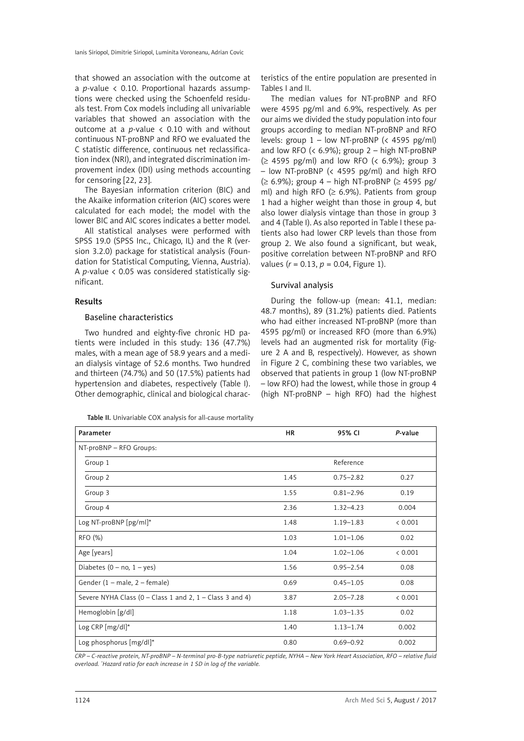that showed an association with the outcome at a $p$-value $< 0.10$. Proportional hazards assumptions were checked using the Schoenfeld residuals test. From Cox models including all univariable variables that showed an association with the outcome at a $p$-value $< 0.10$ with and without continuous NT-proBNP and RFO we evaluated the C statistic difference, continuous net reclassification index (NRI), and integrated discrimination improvement index (IDI) using methods accounting for censoring [22, 23].

The Bayesian information criterion (BIC) and the Akaike information criterion (AIC) scores were calculated for each model; the model with the lower BIC and AIC scores indicates a better model.

All statistical analyses were performed with SPSS 19.0 (SPSS Inc., Chicago, IL) and the R (version 3.2.0) package for statistical analysis (Foundation for Statistical Computing, Vienna, Austria). A $p$-value $< 0.05$ was considered statistically significant.

## Results

### Baseline characteristics

Two hundred and eighty-five chronic HD patients were included in this study: 136 (47.7%) males, with a mean age of 58.9 years and a median dialysis vintage of 52.6 months. Two hundred and thirteen (74.7%) and 50 (17.5%) patients had hypertension and diabetes, respectively (Table I). Other demographic, clinical and biological characteristics of the entire population are presented in Tables I and II.

The median values for NT-proBNP and RFO were 4595 pg/ml and 6.9%, respectively. As per our aims we divided the study population into four groups according to median NT-proBNP and RFO levels: group 1 – low NT-proBNP (< 4595 pg/ml) and low RFO (< 6.9%); group 2 – high NT-proBNP (≥ 4595 pg/ml) and low RFO (< 6.9%); group 3 – low NT-proBNP (< 4595 pg/ml) and high RFO (≥ 6.9%); group 4 – high NT-proBNP (≥ 4595 pg/ml) and high RFO (≥ 6.9%). Patients from group 1 had a higher weight than those in group 4, but also lower dialysis vintage than those in group 3 and 4 (Table I). As also reported in Table I these patients also had lower CRP levels than those from group 2. We also found a significant, but weak, positive correlation between NT-proBNP and RFO values ($r = 0.13$, $p = 0.04$, Figure 1).

### Survival analysis

During the follow-up (mean: 41.1, median: 48.7 months), 89 (31.2%) patients died. Patients who had either increased NT-proBNP (more than 4595 pg/ml) or increased RFO (more than 6.9%) levels had an augmented risk for mortality (Figure 2 A and B, respectively). However, as shown in Figure 2 C, combining these two variables, we observed that patients in group 1 (low NT-proBNP – low RFO) had the lowest, while those in group 4 (high NT-proBNP – high RFO) had the highest

**Table II.** Univariable COX analysis for all-cause mortality

| Parameter | HR | 95% CI | *P*-value |
|---|---|---|---|
| NT-proBNP – RFO Groups: | | | |
| Group 1 | | Reference | |
| Group 2 | 1.45 | 0.75–2.82 | 0.27 |
| Group 3 | 1.55 | 0.81–2.96 | 0.19 |
| Group 4 | 2.36 | 1.32–4.23 | 0.004 |
| Log NT-proBNP [pg/ml]* | 1.48 | 1.19–1.83 | < 0.001 |
| RFO (%) | 1.03 | 1.01–1.06 | 0.02 |
| Age [years] | 1.04 | 1.02–1.06 | < 0.001 |
| Diabetes (0 – no, 1 – yes) | 1.56 | 0.95–2.54 | 0.08 |
| Gender (1 – male, 2 – female) | 0.69 | 0.45–1.05 | 0.08 |
| Severe NYHA Class (0 – Class 1 and 2, 1 – Class 3 and 4) | 3.87 | 2.05–7.28 | < 0.001 |
| Hemoglobin [g/dl] | 1.18 | 1.03–1.35 | 0.02 |
| Log CRP [mg/dl]* | 1.40 | 1.13–1.74 | 0.002 |
| Log phosphorus [mg/dl]* | 0.80 | 0.69–0.92 | 0.002 |

*CRP – C-reactive protein, NT-proBNP – N-terminal pro-B-type natriuretic peptide, NYHA – New York Heart Association, RFO – relative fluid overload. *Hazard ratio for each increase in 1 SD in log of the variable.*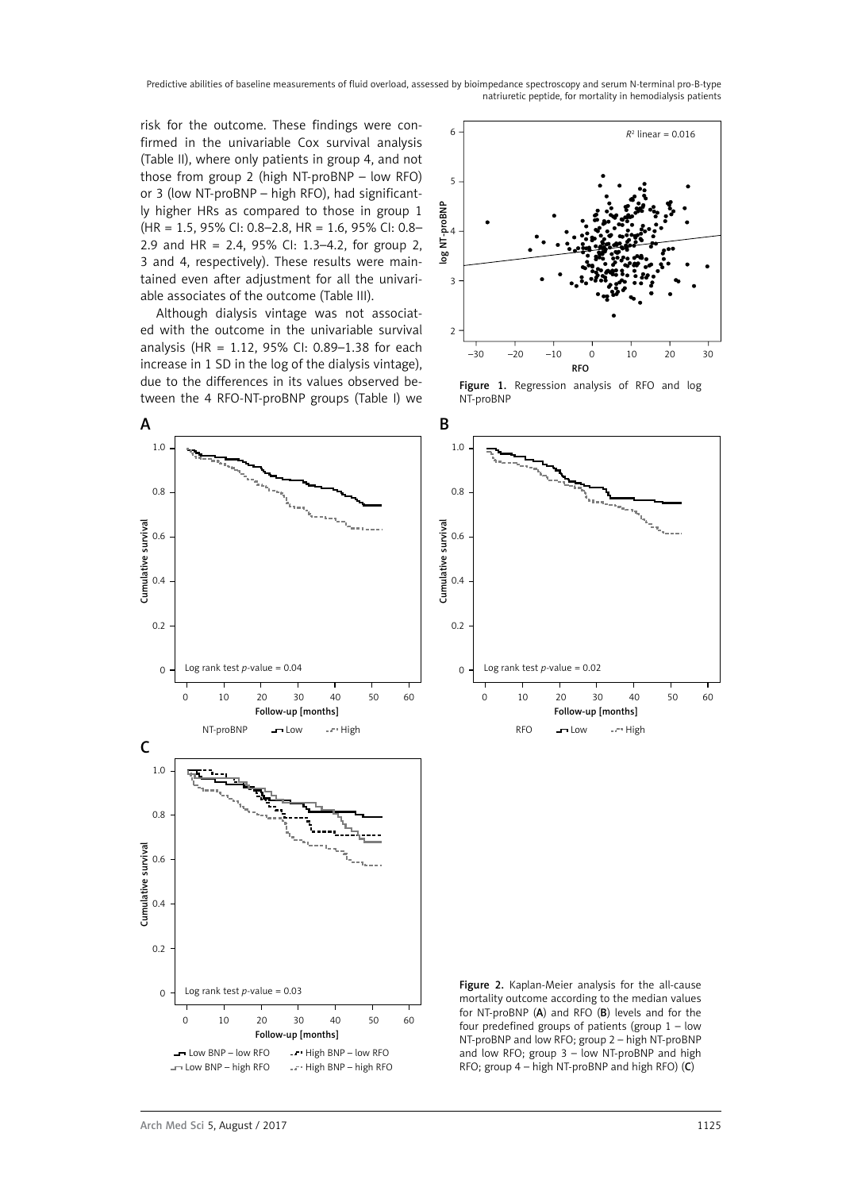risk for the outcome. These findings were confirmed in the univariable Cox survival analysis (Table II), where only patients in group 4, and not those from group 2 (high NT-proBNP – low RFO) or 3 (low NT-proBNP – high RFO), had significantly higher HRs as compared to those in group 1 (HR = 1.5, 95% CI: 0.8–2.8, HR = 1.6, 95% CI: 0.8–2.9 and HR = 2.4, 95% CI: 1.3–4.2, for group 2, 3 and 4, respectively). These results were maintained even after adjustment for all the univariable associates of the outcome (Table III).

Although dialysis vintage was not associated with the outcome in the univariable survival analysis (HR = 1.12, 95% CI: 0.89–1.38 for each increase in 1 SD in the log of the dialysis vintage), due to the differences in its values observed between the 4 RFO-NT-proBNP groups (Table I) we

**Figure 1.** Regression analysis of RFO and log NT-proBNP

**Figure 2.** Kaplan-Meier analysis for the all-cause mortality outcome according to the median values for NT-proBNP (**A**) and RFO (**B**) levels and for the four predefined groups of patients (group 1 – low NT-proBNP and low RFO; group 2 – high NT-proBNP and low RFO; group 3 – low NT-proBNP and high RFO; group 4 – high NT-proBNP and high RFO) (**C**)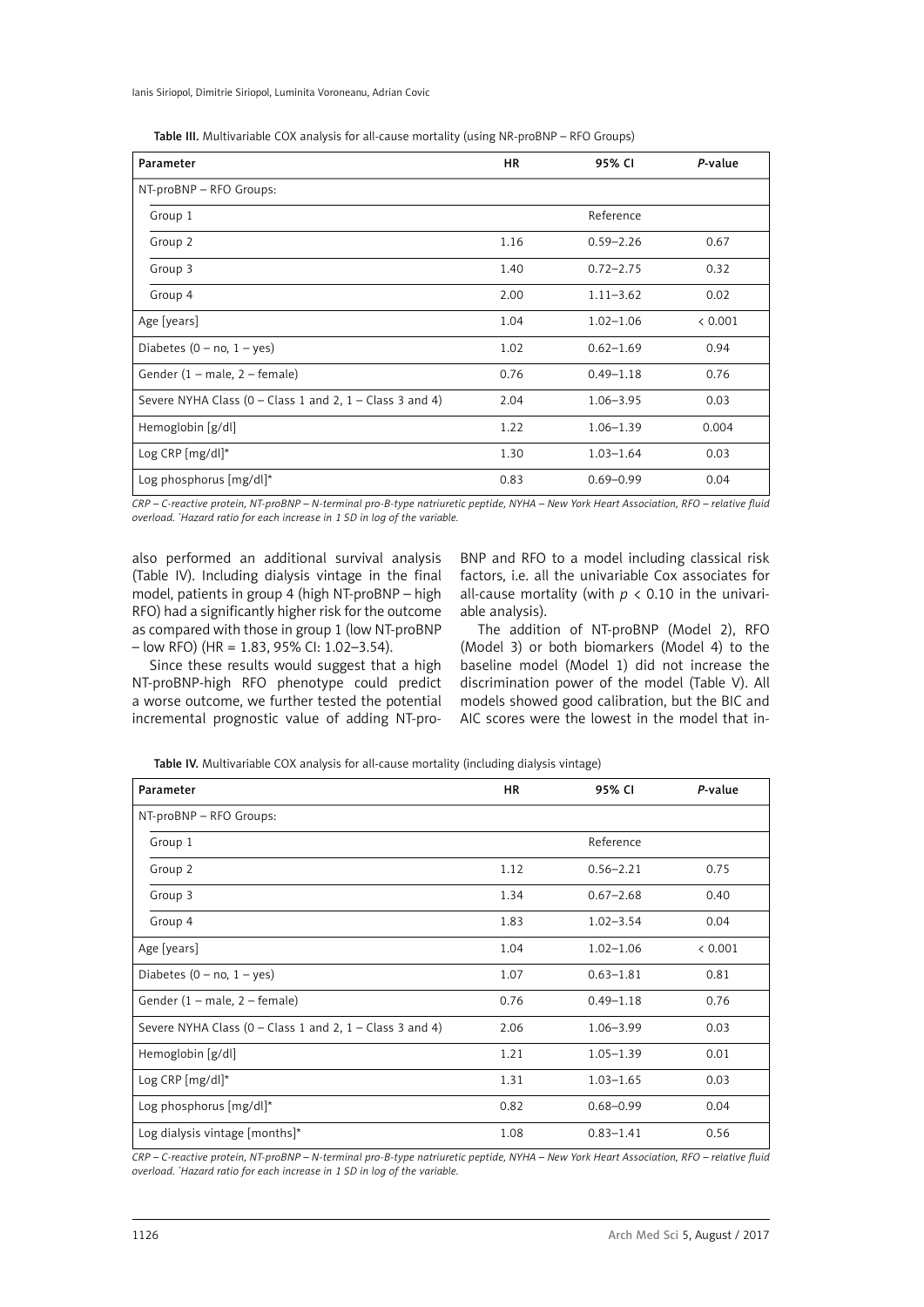**Table III.** Multivariable COX analysis for all-cause mortality (using NR-proBNP – RFO Groups)

| Parameter | HR | 95% CI | *P*-value |
|---|---|---|---|
| NT-proBNP – RFO Groups: | | | |
| Group 1 | | Reference | |
| Group 2 | 1.16 | 0.59–2.26 | 0.67 |
| Group 3 | 1.40 | 0.72–2.75 | 0.32 |
| Group 4 | 2.00 | 1.11–3.62 | 0.02 |
| Age [years] | 1.04 | 1.02–1.06 | < 0.001 |
| Diabetes (0 – no, 1 – yes) | 1.02 | 0.62–1.69 | 0.94 |
| Gender (1 – male, 2 – female) | 0.76 | 0.49–1.18 | 0.76 |
| Severe NYHA Class (0 – Class 1 and 2, 1 – Class 3 and 4) | 2.04 | 1.06–3.95 | 0.03 |
| Hemoglobin [g/dl] | 1.22 | 1.06–1.39 | 0.004 |
| Log CRP [mg/dl]* | 1.30 | 1.03–1.64 | 0.03 |
| Log phosphorus [mg/dl]* | 0.83 | 0.69–0.99 | 0.04 |

*CRP – C-reactive protein, NT-proBNP – N-terminal pro-B-type natriuretic peptide, NYHA – New York Heart Association, RFO – relative fluid overload. *Hazard ratio for each increase in 1 SD in log of the variable.*

also performed an additional survival analysis (Table IV). Including dialysis vintage in the final model, patients in group 4 (high NT-proBNP – high RFO) had a significantly higher risk for the outcome as compared with those in group 1 (low NT-proBNP – low RFO) (HR = 1.83, 95% CI: 1.02–3.54).

Since these results would suggest that a high NT-proBNP-high RFO phenotype could predict a worse outcome, we further tested the potential incremental prognostic value of adding NT-proBNP and RFO to a model including classical risk factors, i.e. all the univariable Cox associates for all-cause mortality (with $p < 0.10$ in the univariable analysis).

The addition of NT-proBNP (Model 2), RFO (Model 3) or both biomarkers (Model 4) to the baseline model (Model 1) did not increase the discrimination power of the model (Table V). All models showed good calibration, but the BIC and AIC scores were the lowest in the model that in-

**Table IV.** Multivariable COX analysis for all-cause mortality (including dialysis vintage)

| Parameter | HR | 95% CI | *P*-value |
|---|---|---|---|
| NT-proBNP – RFO Groups: | | | |
| Group 1 | | Reference | |
| Group 2 | 1.12 | 0.56–2.21 | 0.75 |
| Group 3 | 1.34 | 0.67–2.68 | 0.40 |
| Group 4 | 1.83 | 1.02–3.54 | 0.04 |
| Age [years] | 1.04 | 1.02–1.06 | < 0.001 |
| Diabetes (0 – no, 1 – yes) | 1.07 | 0.63–1.81 | 0.81 |
| Gender (1 – male, 2 – female) | 0.76 | 0.49–1.18 | 0.76 |
| Severe NYHA Class (0 – Class 1 and 2, 1 – Class 3 and 4) | 2.06 | 1.06–3.99 | 0.03 |
| Hemoglobin [g/dl] | 1.21 | 1.05–1.39 | 0.01 |
| Log CRP [mg/dl]* | 1.31 | 1.03–1.65 | 0.03 |
| Log phosphorus [mg/dl]* | 0.82 | 0.68–0.99 | 0.04 |
| Log dialysis vintage [months]* | 1.08 | 0.83–1.41 | 0.56 |

*CRP – C-reactive protein, NT-proBNP – N-terminal pro-B-type natriuretic peptide, NYHA – New York Heart Association, RFO – relative fluid overload. *Hazard ratio for each increase in 1 SD in log of the variable.*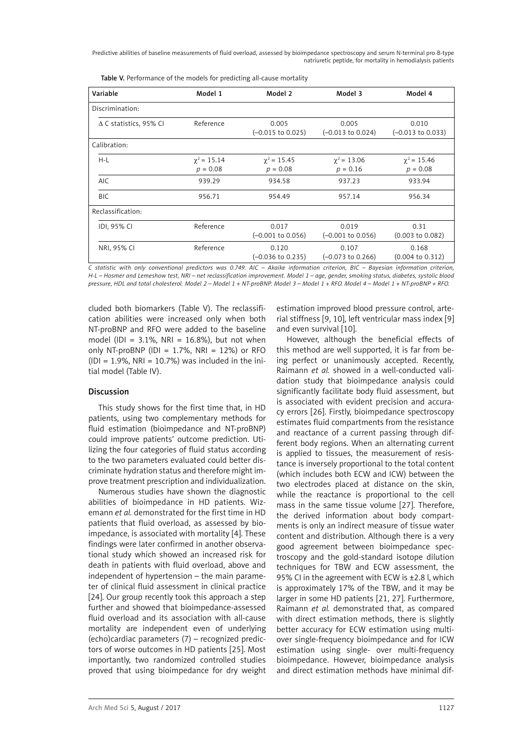Table V. Performance of the models for predicting all-cause mortality

| Variable | Model 1 | Model 2 | Model 3 | Model 4 |
|---|---|---|---|---|
| Discrimination: | | | | |
| Δ C statistics, 95% CI | Reference | 0.005 (–0.015 to 0.025) | 0.005 (–0.013 to 0.024) | 0.010 (–0.013 to 0.033) |
| Calibration: | | | | |
| H-L | $\chi^2 = 15.14$ $p = 0.08$ | $\chi^2 = 15.45$ $p = 0.08$ | $\chi^2 = 13.06$ $p = 0.16$ | $\chi^2 = 15.46$ $p = 0.08$ |
| AIC | 939.29 | 934.58 | 937.23 | 933.94 |
| BIC | 956.71 | 954.49 | 957.14 | 956.34 |
| Reclassification: | | | | |
| IDI, 95% CI | Reference | 0.017 (–0.001 to 0.056) | 0.019 (–0.001 to 0.056) | 0.31 (0.003 to 0.082) |
| NRI, 95% CI | Reference | 0.120 (–0.036 to 0.235) | 0.107 (–0.073 to 0.266) | 0.168 (0.004 to 0.312) |

*C statistic with only conventional predictors was 0.749. AIC – Akaike information criterion, BIC – Bayesian information criterion, H-L – Hosmer and Lemeshow test, NRI – net reclassification improvement. Model 1 – age, gender, smoking status, diabetes, systolic blood pressure, HDL and total cholesterol. Model 2 – Model 1 + NT-proBNP. Model 3 – Model 1 + RFO. Model 4 – Model 1 + NT-proBNP + RFO.*

cluded both biomarkers (Table V). The reclassification abilities were increased only when both NT-proBNP and RFO were added to the baseline model (IDI = 3.1%, NRI = 16.8%), but not when only NT-proBNP (IDI = 1.7%, NRI = 12%) or RFO (IDI = 1.9%, NRI = 10.7%) was included in the initial model (Table IV).

## Discussion

This study shows for the first time that, in HD patients, using two complementary methods for fluid estimation (bioimpedance and NT-proBNP) could improve patients' outcome prediction. Utilizing the four categories of fluid status according to the two parameters evaluated could better discriminate hydration status and therefore might improve treatment prescription and individualization.

Numerous studies have shown the diagnostic abilities of bioimpedance in HD patients. Wizemann *et al.* demonstrated for the first time in HD patients that fluid overload, as assessed by bioimpedance, is associated with mortality [4]. These findings were later confirmed in another observational study which showed an increased risk for death in patients with fluid overload, above and independent of hypertension – the main parameter of clinical fluid assessment in clinical practice [24]. Our group recently took this approach a step further and showed that bioimpedance-assessed fluid overload and its association with all-cause mortality are independent even of underlying (echo)cardiac parameters (7) – recognized predictors of worse outcomes in HD patients [25]. Most importantly, two randomized controlled studies proved that using bioimpedance for dry weight estimation improved blood pressure control, arterial stiffness [9, 10], left ventricular mass index [9] and even survival [10].

However, although the beneficial effects of this method are well supported, it is far from being perfect or unanimously accepted. Recently, Raimann *et al.* showed in a well-conducted validation study that bioimpedance analysis could significantly facilitate body fluid assessment, but is associated with evident precision and accuracy errors [26]. Firstly, bioimpedance spectroscopy estimates fluid compartments from the resistance and reactance of a current passing through different body regions. When an alternating current is applied to tissues, the measurement of resistance is inversely proportional to the total content (which includes both ECW and ICW) between the two electrodes placed at distance on the skin, while the reactance is proportional to the cell mass in the same tissue volume [27]. Therefore, the derived information about body compartments is only an indirect measure of tissue water content and distribution. Although there is a very good agreement between bioimpedance spectroscopy and the gold-standard isotope dilution techniques for TBW and ECW assessment, the 95% CI in the agreement with ECW is ±2.8 l, which is approximately 17% of the TBW, and it may be larger in some HD patients [21, 27]. Furthermore, Raimann *et al.* demonstrated that, as compared with direct estimation methods, there is slightly better accuracy for ECW estimation using multi- over single-frequency bioimpedance and for ICW estimation using single- over multi-frequency bioimpedance. However, bioimpedance analysis and direct estimation methods have minimal dif-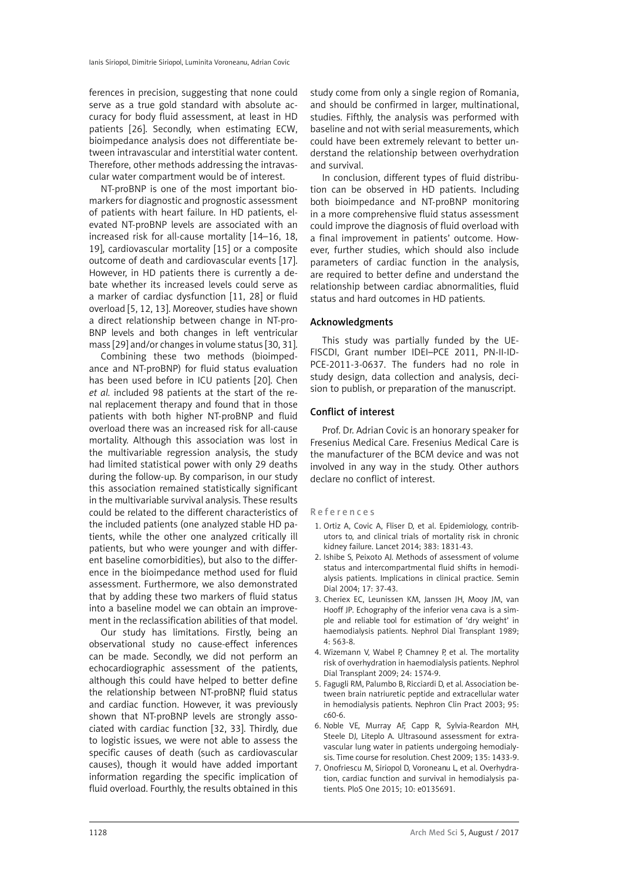ferences in precision, suggesting that none could serve as a true gold standard with absolute accuracy for body fluid assessment, at least in HD patients [26]. Secondly, when estimating ECW, bioimpedance analysis does not differentiate between intravascular and interstitial water content. Therefore, other methods addressing the intravascular water compartment would be of interest.

NT-proBNP is one of the most important biomarkers for diagnostic and prognostic assessment of patients with heart failure. In HD patients, elevated NT-proBNP levels are associated with an increased risk for all-cause mortality [14–16, 18, 19], cardiovascular mortality [15] or a composite outcome of death and cardiovascular events [17]. However, in HD patients there is currently a debate whether its increased levels could serve as a marker of cardiac dysfunction [11, 28] or fluid overload [5, 12, 13]. Moreover, studies have shown a direct relationship between change in NT-proBNP levels and both changes in left ventricular mass [29] and/or changes in volume status [30, 31].

Combining these two methods (bioimpedance and NT-proBNP) for fluid status evaluation has been used before in ICU patients [20]. Chen *et al.* included 98 patients at the start of the renal replacement therapy and found that in those patients with both higher NT-proBNP and fluid overload there was an increased risk for all-cause mortality. Although this association was lost in the multivariable regression analysis, the study had limited statistical power with only 29 deaths during the follow-up. By comparison, in our study this association remained statistically significant in the multivariable survival analysis. These results could be related to the different characteristics of the included patients (one analyzed stable HD patients, while the other one analyzed critically ill patients, but who were younger and with different baseline comorbidities), but also to the difference in the bioimpedance method used for fluid assessment. Furthermore, we also demonstrated that by adding these two markers of fluid status into a baseline model we can obtain an improvement in the reclassification abilities of that model.

Our study has limitations. Firstly, being an observational study no cause-effect inferences can be made. Secondly, we did not perform an echocardiographic assessment of the patients, although this could have helped to better define the relationship between NT-proBNP, fluid status and cardiac function. However, it was previously shown that NT-proBNP levels are strongly associated with cardiac function [32, 33]. Thirdly, due to logistic issues, we were not able to assess the specific causes of death (such as cardiovascular causes), though it would have added important information regarding the specific implication of fluid overload. Fourthly, the results obtained in this study come from only a single region of Romania, and should be confirmed in larger, multinational, studies. Fifthly, the analysis was performed with baseline and not with serial measurements, which could have been extremely relevant to better understand the relationship between overhydration and survival.

In conclusion, different types of fluid distribution can be observed in HD patients. Including both bioimpedance and NT-proBNP monitoring in a more comprehensive fluid status assessment could improve the diagnosis of fluid overload with a final improvement in patients' outcome. However, further studies, which should also include parameters of cardiac function in the analysis, are required to better define and understand the relationship between cardiac abnormalities, fluid status and hard outcomes in HD patients.

## Acknowledgments

This study was partially funded by the UE-FISCDI, Grant number IDEI–PCE 2011, PN-II-ID-PCE-2011-3-0637. The funders had no role in study design, data collection and analysis, decision to publish, or preparation of the manuscript.

## Conflict of interest

Prof. Dr. Adrian Covic is an honorary speaker for Fresenius Medical Care. Fresenius Medical Care is the manufacturer of the BCM device and was not involved in any way in the study. Other authors declare no conflict of interest.

## References

1. Ortiz A, Covic A, Fliser D, et al. Epidemiology, contributors to, and clinical trials of mortality risk in chronic kidney failure. Lancet 2014; 383: 1831-43.
2. Ishibe S, Peixoto AJ. Methods of assessment of volume status and intercompartmental fluid shifts in hemodialysis patients. Implications in clinical practice. Semin Dial 2004; 17: 37-43.
3. Cheriex EC, Leunissen KM, Janssen JH, Mooy JM, van Hooff JP. Echography of the inferior vena cava is a simple and reliable tool for estimation of 'dry weight' in haemodialysis patients. Nephrol Dial Transplant 1989; 4: 563-8.
4. Wizemann V, Wabel P, Chamney P, et al. The mortality risk of overhydration in haemodialysis patients. Nephrol Dial Transplant 2009; 24: 1574-9.
5. Fagugli RM, Palumbo B, Ricciardi D, et al. Association between brain natriuretic peptide and extracellular water in hemodialysis patients. Nephron Clin Pract 2003; 95: c60-6.
6. Noble VE, Murray AF, Capp R, Sylvia-Reardon MH, Steele DJ, Liteplo A. Ultrasound assessment for extravascular lung water in patients undergoing hemodialysis. Time course for resolution. Chest 2009; 135: 1433-9.
7. Onofriescu M, Siriopol D, Voroneanu L, et al. Overhydration, cardiac function and survival in hemodialysis patients. PloS One 2015; 10: e0135691.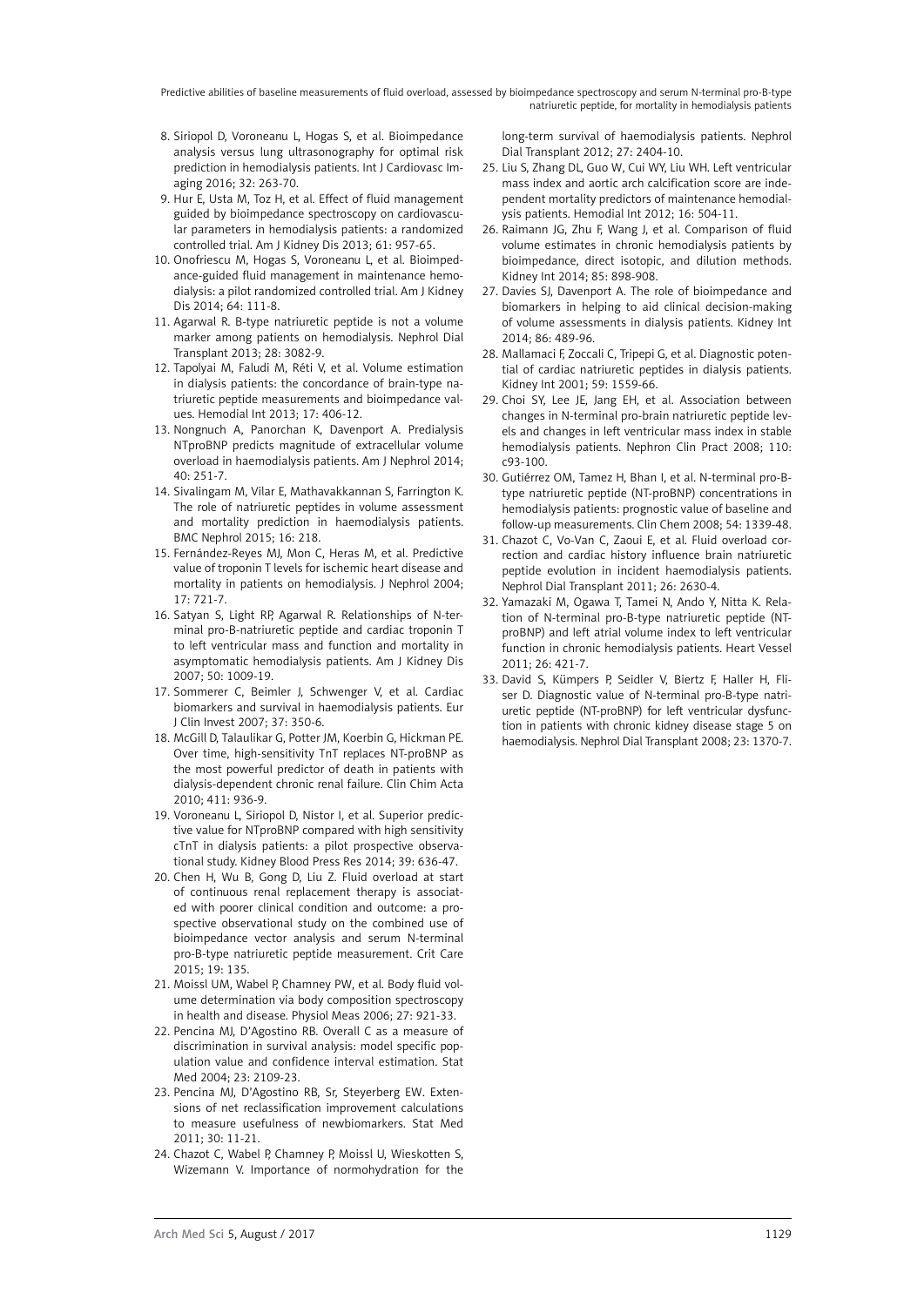8. Siriopol D, Voroneanu L, Hogas S, et al. Bioimpedance analysis versus lung ultrasonography for optimal risk prediction in hemodialysis patients. Int J Cardiovasc Imaging 2016; 32: 263-70.
9. Hur E, Usta M, Toz H, et al. Effect of fluid management guided by bioimpedance spectroscopy on cardiovascular parameters in hemodialysis patients: a randomized controlled trial. Am J Kidney Dis 2013; 61: 957-65.
10. Onofriescu M, Hogas S, Voroneanu L, et al. Bioimpedance-guided fluid management in maintenance hemodialysis: a pilot randomized controlled trial. Am J Kidney Dis 2014; 64: 111-8.
11. Agarwal R. B-type natriuretic peptide is not a volume marker among patients on hemodialysis. Nephrol Dial Transplant 2013; 28: 3082-9.
12. Tapolyai M, Faludi M, Réti V, et al. Volume estimation in dialysis patients: the concordance of brain-type natriuretic peptide measurements and bioimpedance values. Hemodial Int 2013; 17: 406-12.
13. Nongnuch A, Panorchan K, Davenport A. Predialysis NTproBNP predicts magnitude of extracellular volume overload in haemodialysis patients. Am J Nephrol 2014; 40: 251-7.
14. Sivalingam M, Vilar E, Mathavakkannan S, Farrington K. The role of natriuretic peptides in volume assessment and mortality prediction in haemodialysis patients. BMC Nephrol 2015; 16: 218.
15. Fernández-Reyes MJ, Mon C, Heras M, et al. Predictive value of troponin T levels for ischemic heart disease and mortality in patients on hemodialysis. J Nephrol 2004; 17: 721-7.
16. Satyan S, Light RP, Agarwal R. Relationships of N-terminal pro-B-natriuretic peptide and cardiac troponin T to left ventricular mass and function and mortality in asymptomatic hemodialysis patients. Am J Kidney Dis 2007; 50: 1009-19.
17. Sommerer C, Beimler J, Schwenger V, et al. Cardiac biomarkers and survival in haemodialysis patients. Eur J Clin Invest 2007; 37: 350-6.
18. McGill D, Talaulikar G, Potter JM, Koerbin G, Hickman PE. Over time, high-sensitivity TnT replaces NT-proBNP as the most powerful predictor of death in patients with dialysis-dependent chronic renal failure. Clin Chim Acta 2010; 411: 936-9.
19. Voroneanu L, Siriopol D, Nistor I, et al. Superior predictive value for NTproBNP compared with high sensitivity cTnT in dialysis patients: a pilot prospective observational study. Kidney Blood Press Res 2014; 39: 636-47.
20. Chen H, Wu B, Gong D, Liu Z. Fluid overload at start of continuous renal replacement therapy is associated with poorer clinical condition and outcome: a prospective observational study on the combined use of bioimpedance vector analysis and serum N-terminal pro-B-type natriuretic peptide measurement. Crit Care 2015; 19: 135.
21. Moissl UM, Wabel P, Chamney PW, et al. Body fluid volume determination via body composition spectroscopy in health and disease. Physiol Meas 2006; 27: 921-33.
22. Pencina MJ, D'Agostino RB. Overall C as a measure of discrimination in survival analysis: model specific population value and confidence interval estimation. Stat Med 2004; 23: 2109-23.
23. Pencina MJ, D'Agostino RB, Sr, Steyerberg EW. Extensions of net reclassification improvement calculations to measure usefulness of newbiomarkers. Stat Med 2011; 30: 11-21.
24. Chazot C, Wabel P, Chamney P, Moissl U, Wieskotten S, Wizemann V. Importance of normohydration for the long-term survival of haemodialysis patients. Nephrol Dial Transplant 2012; 27: 2404-10.
25. Liu S, Zhang DL, Guo W, Cui WY, Liu WH. Left ventricular mass index and aortic arch calcification score are independent mortality predictors of maintenance hemodialysis patients. Hemodial Int 2012; 16: 504-11.
26. Raimann JG, Zhu F, Wang J, et al. Comparison of fluid volume estimates in chronic hemodialysis patients by bioimpedance, direct isotopic, and dilution methods. Kidney Int 2014; 85: 898-908.
27. Davies SJ, Davenport A. The role of bioimpedance and biomarkers in helping to aid clinical decision-making of volume assessments in dialysis patients. Kidney Int 2014; 86: 489-96.
28. Mallamaci F, Zoccali C, Tripepi G, et al. Diagnostic potential of cardiac natriuretic peptides in dialysis patients. Kidney Int 2001; 59: 1559-66.
29. Choi SY, Lee JE, Jang EH, et al. Association between changes in N-terminal pro-brain natriuretic peptide levels and changes in left ventricular mass index in stable hemodialysis patients. Nephron Clin Pract 2008; 110: c93-100.
30. Gutiérrez OM, Tamez H, Bhan I, et al. N-terminal pro-B-type natriuretic peptide (NT-proBNP) concentrations in hemodialysis patients: prognostic value of baseline and follow-up measurements. Clin Chem 2008; 54: 1339-48.
31. Chazot C, Vo-Van C, Zaoui E, et al. Fluid overload correction and cardiac history influence brain natriuretic peptide evolution in incident haemodialysis patients. Nephrol Dial Transplant 2011; 26: 2630-4.
32. Yamazaki M, Ogawa T, Tamei N, Ando Y, Nitta K. Relation of N-terminal pro-B-type natriuretic peptide (NT-proBNP) and left atrial volume index to left ventricular function in chronic hemodialysis patients. Heart Vessel 2011; 26: 421-7.
33. David S, Kümpers P, Seidler V, Biertz F, Haller H, Fliser D. Diagnostic value of N-terminal pro-B-type natriuretic peptide (NT-proBNP) for left ventricular dysfunction in patients with chronic kidney disease stage 5 on haemodialysis. Nephrol Dial Transplant 2008; 23: 1370-7.